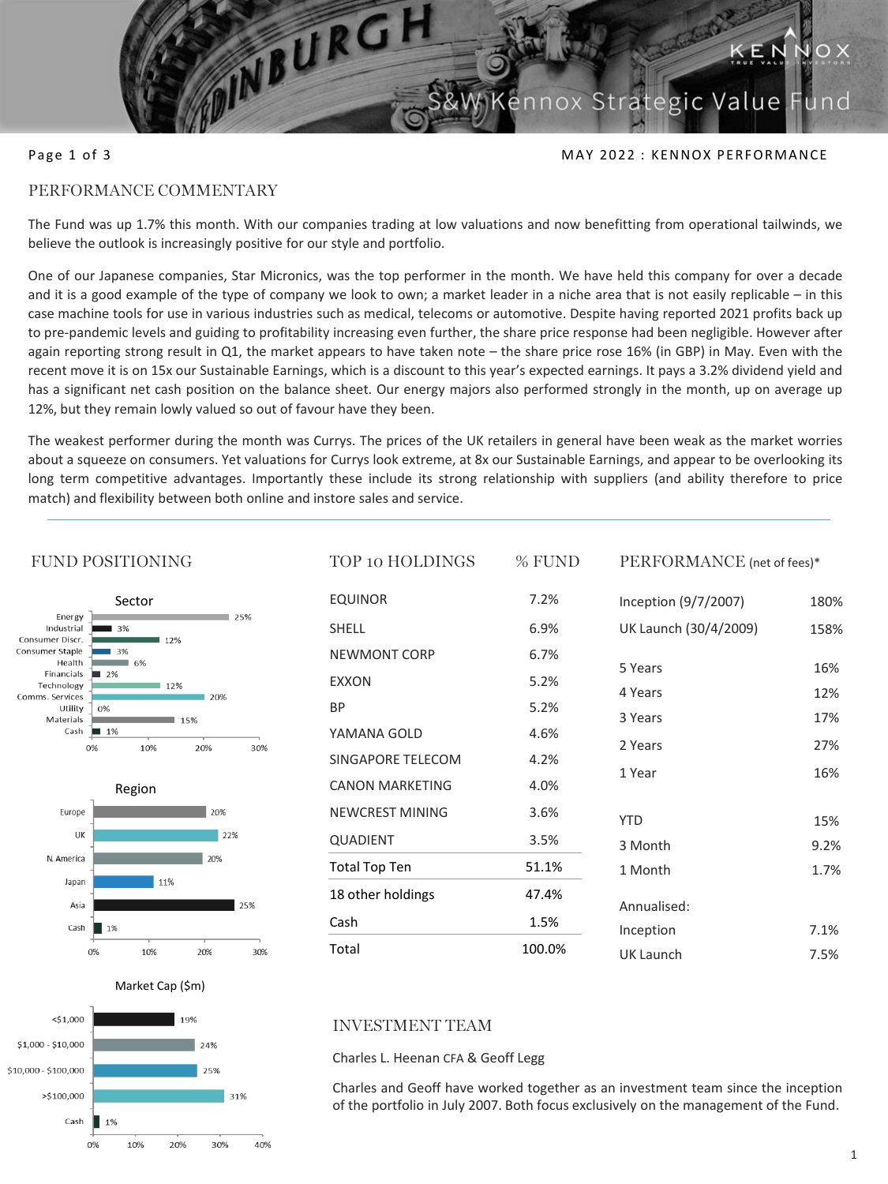# S&W Kennox Strategic Value Fund

MAY 2022 : KENNOX PERFORMANCE

## PERFORMANCE COMMENTARY

The Fund was up 1.7% this month. With our companies trading at low valuations and now benefitting from operational tailwinds, we believe the outlook is increasingly positive for our style and portfolio.

One of our Japanese companies, Star Micronics, was the top performer in the month. We have held this company for over a decade and it is a good example of the type of company we look to own; a market leader in a niche area that is not easily replicable – in this case machine tools for use in various industries such as medical, telecoms or automotive. Despite having reported 2021 profits back up to pre-pandemic levels and guiding to profitability increasing even further, the share price response had been negligible. However after again reporting strong result in Q1, the market appears to have taken note – the share price rose 16% (in GBP) in May. Even with the recent move it is on 15x our Sustainable Earnings, which is a discount to this year's expected earnings. It pays a 3.2% dividend yield and has a significant net cash position on the balance sheet. Our energy majors also performed strongly in the month, up on average up 12%, but they remain lowly valued so out of favour have they been.

The weakest performer during the month was Currys. The prices of the UK retailers in general have been weak as the market worries about a squeeze on consumers. Yet valuations for Currys look extreme, at 8x our Sustainable Earnings, and appear to be overlooking its long term competitive advantages. Importantly these include its strong relationship with suppliers (and ability therefore to price match) and flexibility between both online and instore sales and service.

## FUND POSITIONING

**Sector**

| Sector | % |
|---|---|
| Energy | 25% |
| Industrial | 3% |
| Consumer Discr. | 12% |
| Consumer Staple | 3% |
| Health | 6% |
| Financials | 2% |
| Technology | 12% |
| Comms. Services | 20% |
| Utility | 0% |
| Materials | 15% |
| Cash | 1% |

**Region**

| Region | % |
|---|---|
| Europe | 20% |
| UK | 22% |
| N. America | 20% |
| Japan | 11% |
| Asia | 25% |
| Cash | 1% |

**Market Cap ($m)**

| Market Cap ($m) | % |
|---|---|
| <$1,000 | 19% |
| $1,000 - $10,000 | 24% |
| $10,000 - $100,000 | 25% |
| >$100,000 | 31% |
| Cash | 1% |

## TOP 10 HOLDINGS

| TOP 10 HOLDINGS | % FUND |
|---|---|
| EQUINOR | 7.2% |
| SHELL | 6.9% |
| NEWMONT CORP | 6.7% |
| EXXON | 5.2% |
| BP | 5.2% |
| YAMANA GOLD | 4.6% |
| SINGAPORE TELECOM | 4.2% |
| CANON MARKETING | 4.0% |
| NEWCREST MINING | 3.6% |
| QUADIENT | 3.5% |
| Total Top Ten | 51.1% |
| 18 other holdings | 47.4% |
| Cash | 1.5% |
| Total | 100.0% |

## PERFORMANCE (net of fees)*

| Period | Performance |
|---|---|
| Inception (9/7/2007) | 180% |
| UK Launch (30/4/2009) | 158% |
| 5 Years | 16% |
| 4 Years | 12% |
| 3 Years | 17% |
| 2 Years | 27% |
| 1 Year | 16% |
| YTD | 15% |
| 3 Month | 9.2% |
| 1 Month | 1.7% |
| **Annualised:** | |
| Inception | 7.1% |
| UK Launch | 7.5% |

## INVESTMENT TEAM

Charles L. Heenan CFA & Geoff Legg

Charles and Geoff have worked together as an investment team since the inception of the portfolio in July 2007. Both focus exclusively on the management of the Fund.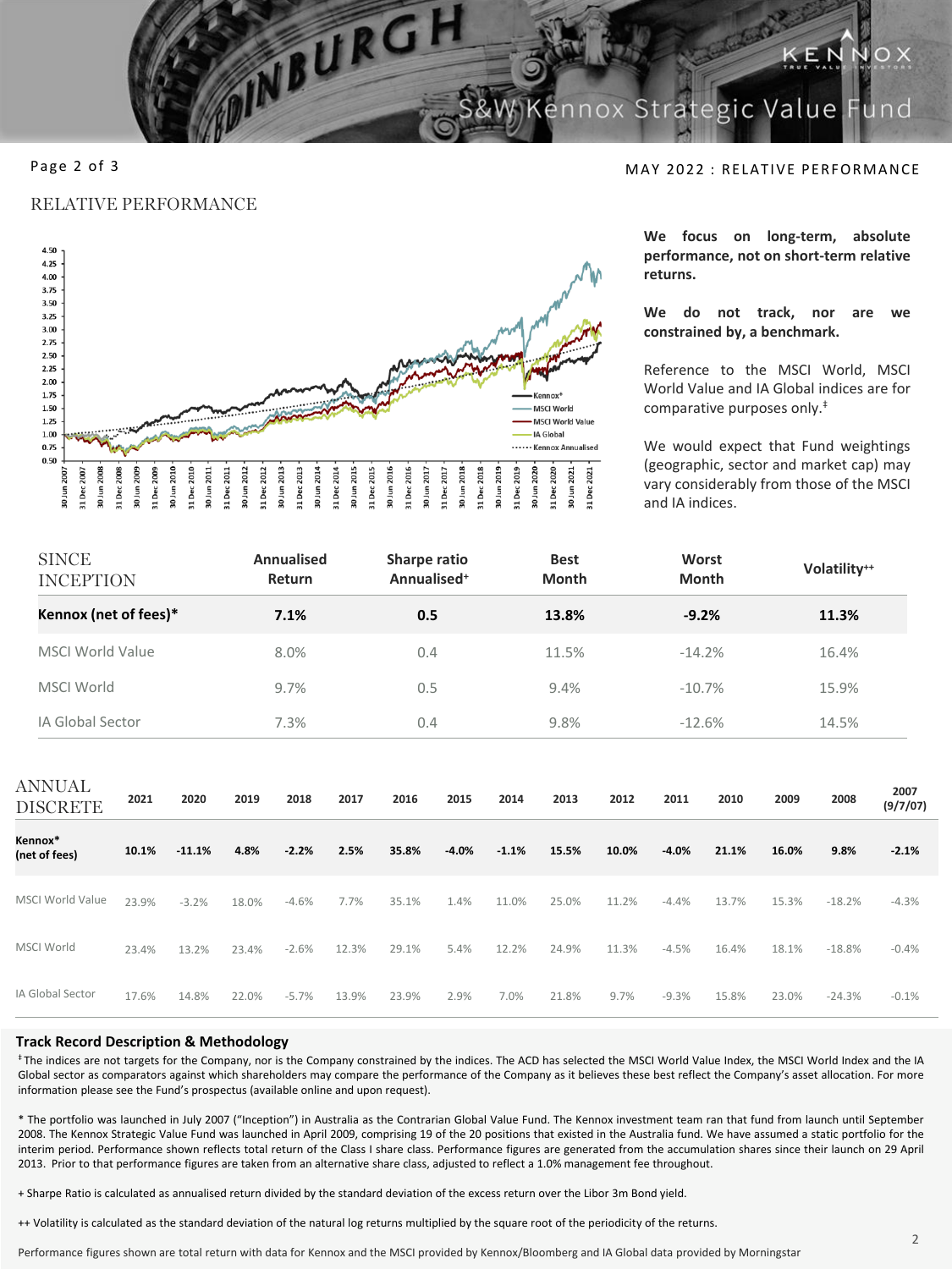## RELATIVE PERFORMANCE

**We focus on long-term, absolute performance, not on short-term relative returns.**

**We do not track, nor are we constrained by, a benchmark.**

Reference to the MSCI World, MSCI World Value and IA Global indices are for comparative purposes only.‡

We would expect that Fund weightings (geographic, sector and market cap) may vary considerably from those of the MSCI and IA indices.

| SINCE INCEPTION | Annualised Return | Sharpe ratio Annualised+ | Best Month | Worst Month | Volatility++ |
|---|---|---|---|---|---|
| **Kennox (net of fees)*** | **7.1%** | **0.5** | **13.8%** | **-9.2%** | **11.3%** |
| MSCI World Value | 8.0% | 0.4 | 11.5% | -14.2% | 16.4% |
| MSCI World | 9.7% | 0.5 | 9.4% | -10.7% | 15.9% |
| IA Global Sector | 7.3% | 0.4 | 9.8% | -12.6% | 14.5% |

| ANNUAL DISCRETE | 2021 | 2020 | 2019 | 2018 | 2017 | 2016 | 2015 | 2014 | 2013 | 2012 | 2011 | 2010 | 2009 | 2008 | 2007 (9/7/07) |
|---|---|---|---|---|---|---|---|---|---|---|---|---|---|---|---|
| **Kennox* (net of fees)** | **10.1%** | **-11.1%** | **4.8%** | **-2.2%** | **2.5%** | **35.8%** | **-4.0%** | **-1.1%** | **15.5%** | **10.0%** | **-4.0%** | **21.1%** | **16.0%** | **9.8%** | **-2.1%** |
| MSCI World Value | 23.9% | -3.2% | 18.0% | -4.6% | 7.7% | 35.1% | 1.4% | 11.0% | 25.0% | 11.2% | -4.4% | 13.7% | 15.3% | -18.2% | -4.3% |
| MSCI World | 23.4% | 13.2% | 23.4% | -2.6% | 12.3% | 29.1% | 5.4% | 12.2% | 24.9% | 11.3% | -4.5% | 16.4% | 18.1% | -18.8% | -0.4% |
| IA Global Sector | 17.6% | 14.8% | 22.0% | -5.7% | 13.9% | 23.9% | 2.9% | 7.0% | 21.8% | 9.7% | -9.3% | 15.8% | 23.0% | -24.3% | -0.1% |

### Track Record Description & Methodology

‡ The indices are not targets for the Company, nor is the Company constrained by the indices. The ACD has selected the MSCI World Value Index, the MSCI World Index and the IA Global sector as comparators against which shareholders may compare the performance of the Company as it believes these best reflect the Company's asset allocation. For more information please see the Fund's prospectus (available online and upon request).

* The portfolio was launched in July 2007 ("Inception") in Australia as the Contrarian Global Value Fund. The Kennox investment team ran that fund from launch until September 2008. The Kennox Strategic Value Fund was launched in April 2009, comprising 19 of the 20 positions that existed in the Australia fund. We have assumed a static portfolio for the interim period. Performance shown reflects total return of the Class I share class. Performance figures are generated from the accumulation shares since their launch on 29 April 2013. Prior to that performance figures are taken from an alternative share class, adjusted to reflect a 1.0% management fee throughout.

+ Sharpe Ratio is calculated as annualised return divided by the standard deviation of the excess return over the Libor 3m Bond yield.

++ Volatility is calculated as the standard deviation of the natural log returns multiplied by the square root of the periodicity of the returns.

Performance figures shown are total return with data for Kennox and the MSCI provided by Kennox/Bloomberg and IA Global data provided by Morningstar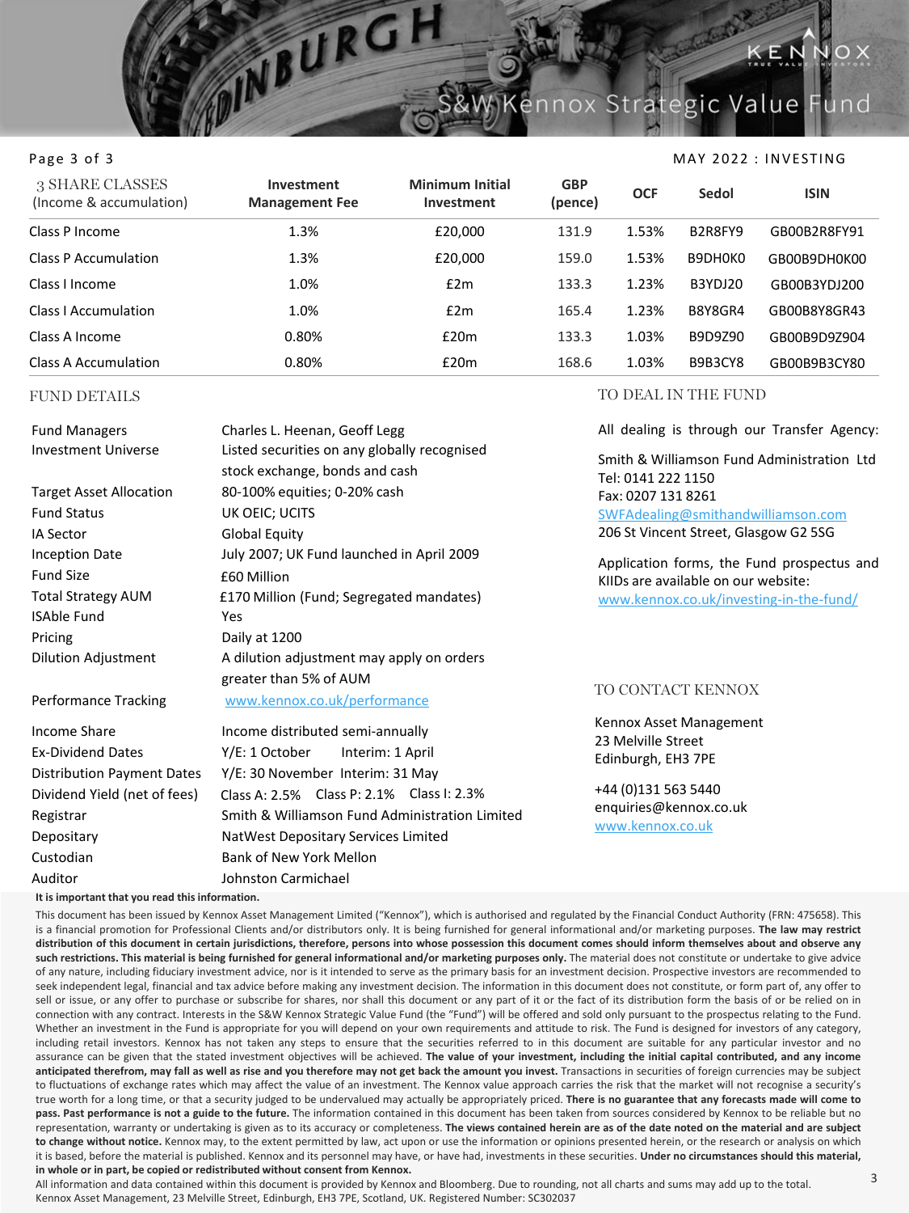# S&W Kennox Strategic Value Fund

MAY 2022 : INVESTING

| 3 SHARE CLASSES (Income & accumulation) | Investment Management Fee | Minimum Initial Investment | GBP (pence) | OCF | Sedol | ISIN |
|---|---|---|---|---|---|---|
| Class P Income | 1.3% | £20,000 | 131.9 | 1.53% | B2R8FY9 | GB00B2R8FY91 |
| Class P Accumulation | 1.3% | £20,000 | 159.0 | 1.53% | B9DH0K0 | GB00B9DH0K00 |
| Class I Income | 1.0% | £2m | 133.3 | 1.23% | B3YDJ20 | GB00B3YDJ200 |
| Class I Accumulation | 1.0% | £2m | 165.4 | 1.23% | B8Y8GR4 | GB00B8Y8GR43 |
| Class A Income | 0.80% | £20m | 133.3 | 1.03% | B9D9Z90 | GB00B9D9Z904 |
| Class A Accumulation | 0.80% | £20m | 168.6 | 1.03% | B9B3CY8 | GB00B9B3CY80 |

## FUND DETAILS

| | |
|---|---|
| Fund Managers | Charles L. Heenan, Geoff Legg |
| Investment Universe | Listed securities on any globally recognised stock exchange, bonds and cash |
| Target Asset Allocation | 80-100% equities; 0-20% cash |
| Fund Status | UK OEIC; UCITS |
| IA Sector | Global Equity |
| Inception Date | July 2007; UK Fund launched in April 2009 |
| Fund Size | £60 Million |
| Total Strategy AUM | £170 Million (Fund; Segregated mandates) |
| ISAble Fund | Yes |
| Pricing | Daily at 1200 |
| Dilution Adjustment | A dilution adjustment may apply on orders greater than 5% of AUM |
| Performance Tracking | www.kennox.co.uk/performance |
| Income Share | Income distributed semi-annually |
| Ex-Dividend Dates | Y/E: 1 October Interim: 1 April |
| Distribution Payment Dates | Y/E: 30 November Interim: 31 May |
| Dividend Yield (net of fees) | Class A: 2.5% Class P: 2.1% Class I: 2.3% |
| Registrar | Smith & Williamson Fund Administration Limited |
| Depositary | NatWest Depositary Services Limited |
| Custodian | Bank of New York Mellon |
| Auditor | Johnston Carmichael |

## TO DEAL IN THE FUND

All dealing is through our Transfer Agency:

Smith & Williamson Fund Administration Ltd
Tel: 0141 222 1150
Fax: 0207 131 8261
SWFAdealing@smithandwilliamson.com
206 St Vincent Street, Glasgow G2 5SG

Application forms, the Fund prospectus and KIIDs are available on our website:
www.kennox.co.uk/investing-in-the-fund/

## TO CONTACT KENNOX

Kennox Asset Management
23 Melville Street
Edinburgh, EH3 7PE

+44 (0)131 563 5440
enquiries@kennox.co.uk
www.kennox.co.uk

**It is important that you read this information.**

This document has been issued by Kennox Asset Management Limited ("Kennox"), which is authorised and regulated by the Financial Conduct Authority (FRN: 475658). This is a financial promotion for Professional Clients and/or distributors only. It is being furnished for general informational and/or marketing purposes. **The law may restrict distribution of this document in certain jurisdictions, therefore, persons into whose possession this document comes should inform themselves about and observe any such restrictions. This material is being furnished for general informational and/or marketing purposes only.** The material does not constitute or undertake to give advice of any nature, including fiduciary investment advice, nor is it intended to serve as the primary basis for an investment decision. Prospective investors are recommended to seek independent legal, financial and tax advice before making any investment decision. The information in this document does not constitute, or form part of, any offer to sell or issue, or any offer to purchase or subscribe for shares, nor shall this document or any part of it or the fact of its distribution form the basis of or be relied on in connection with any contract. Interests in the S&W Kennox Strategic Value Fund (the "Fund") will be offered and sold only pursuant to the prospectus relating to the Fund. Whether an investment in the Fund is appropriate for you will depend on your own requirements and attitude to risk. The Fund is designed for investors of any category, including retail investors. Kennox has not taken any steps to ensure that the securities referred to in this document are suitable for any particular investor and no assurance can be given that the stated investment objectives will be achieved. **The value of your investment, including the initial capital contributed, and any income anticipated therefrom, may fall as well as rise and you therefore may not get back the amount you invest.** Transactions in securities of foreign currencies may be subject to fluctuations of exchange rates which may affect the value of an investment. The Kennox value approach carries the risk that the market will not recognise a security's true worth for a long time, or that a security judged to be undervalued may actually be appropriately priced. **There is no guarantee that any forecasts made will come to pass. Past performance is not a guide to the future.** The information contained in this document has been taken from sources considered by Kennox to be reliable but no representation, warranty or undertaking is given as to its accuracy or completeness. **The views contained herein are as of the date noted on the material and are subject to change without notice.** Kennox may, to the extent permitted by law, act upon or use the information or opinions presented herein, or the research or analysis on which it is based, before the material is published. Kennox and its personnel may have, or have had, investments in these securities. **Under no circumstances should this material, in whole or in part, be copied or redistributed without consent from Kennox.**

All information and data contained within this document is provided by Kennox and Bloomberg. Due to rounding, not all charts and sums may add up to the total.
Kennox Asset Management, 23 Melville Street, Edinburgh, EH3 7PE, UK. Registered Number: SC302037